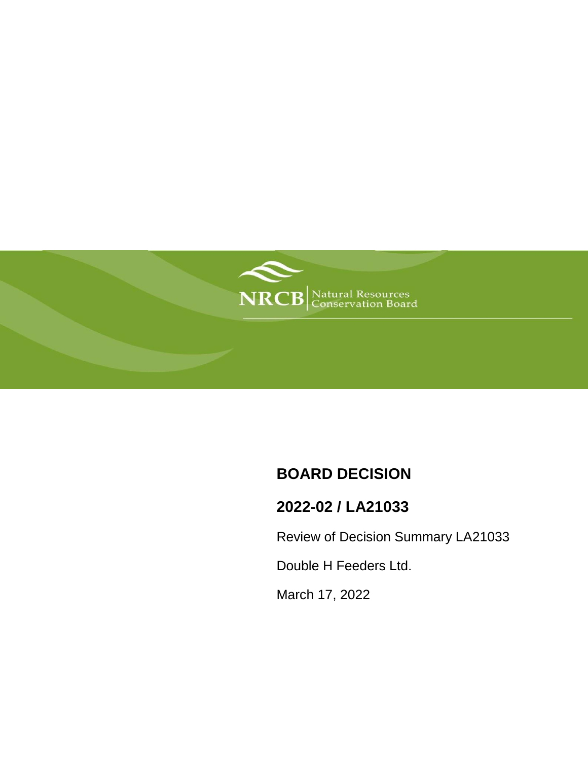NRCB | Natural Resources Conservation Board

# BOARD DECISION

## 2022-02 / LA21033

Review of Decision Summary LA21033

Double H Feeders Ltd.

March 17, 2022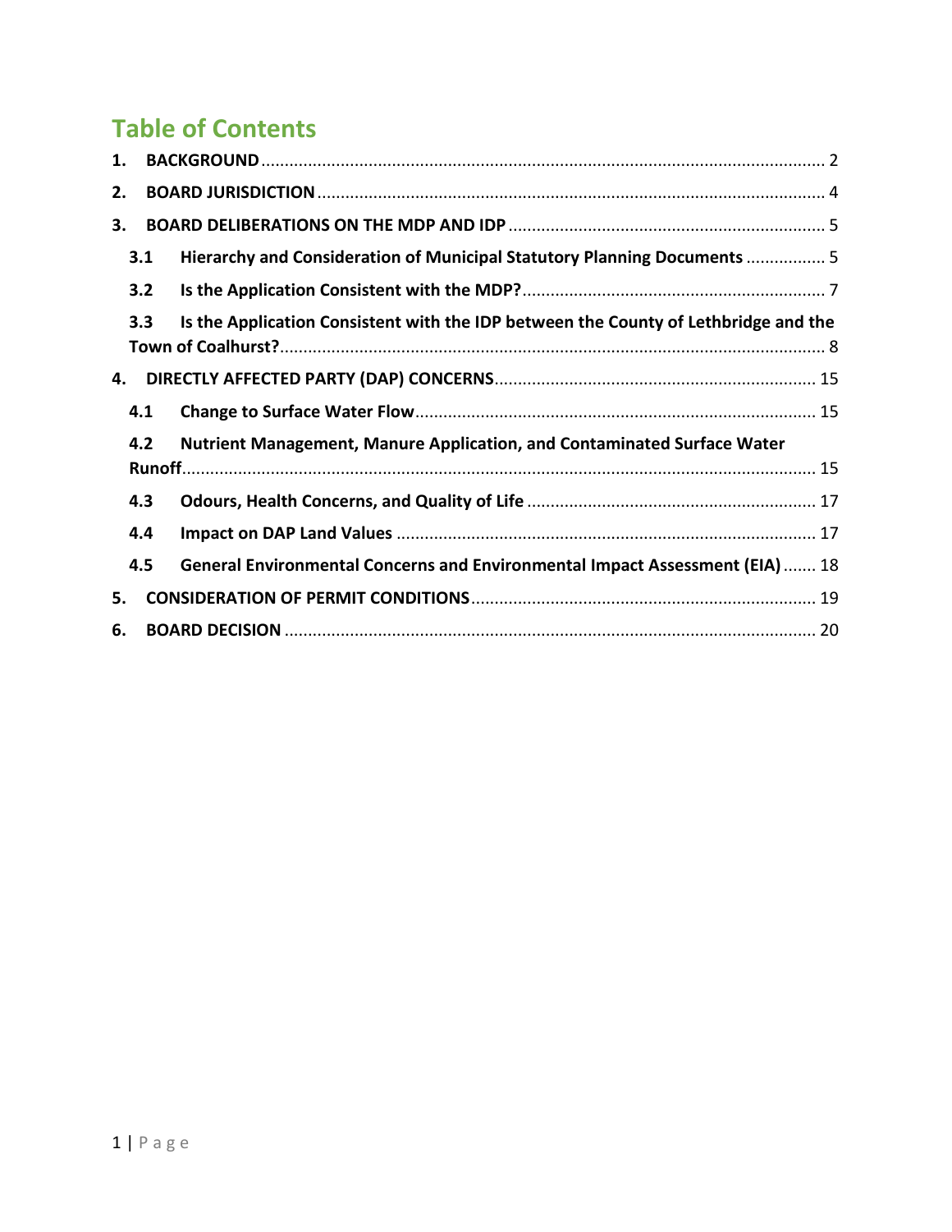# Table of Contents

1. **BACKGROUND** ........ 2
2. **BOARD JURISDICTION** ........ 4
3. **BOARD DELIBERATIONS ON THE MDP AND IDP** ........ 5
   - 3.1 **Hierarchy and Consideration of Municipal Statutory Planning Documents** ........ 5
   - 3.2 **Is the Application Consistent with the MDP?** ........ 7
   - 3.3 **Is the Application Consistent with the IDP between the County of Lethbridge and the Town of Coalhurst?** ........ 8
4. **DIRECTLY AFFECTED PARTY (DAP) CONCERNS** ........ 15
   - 4.1 **Change to Surface Water Flow** ........ 15
   - 4.2 **Nutrient Management, Manure Application, and Contaminated Surface Water Runoff** ........ 15
   - 4.3 **Odours, Health Concerns, and Quality of Life** ........ 17
   - 4.4 **Impact on DAP Land Values** ........ 17
   - 4.5 **General Environmental Concerns and Environmental Impact Assessment (EIA)** ........ 18
5. **CONSIDERATION OF PERMIT CONDITIONS** ........ 19
6. **BOARD DECISION** ........ 20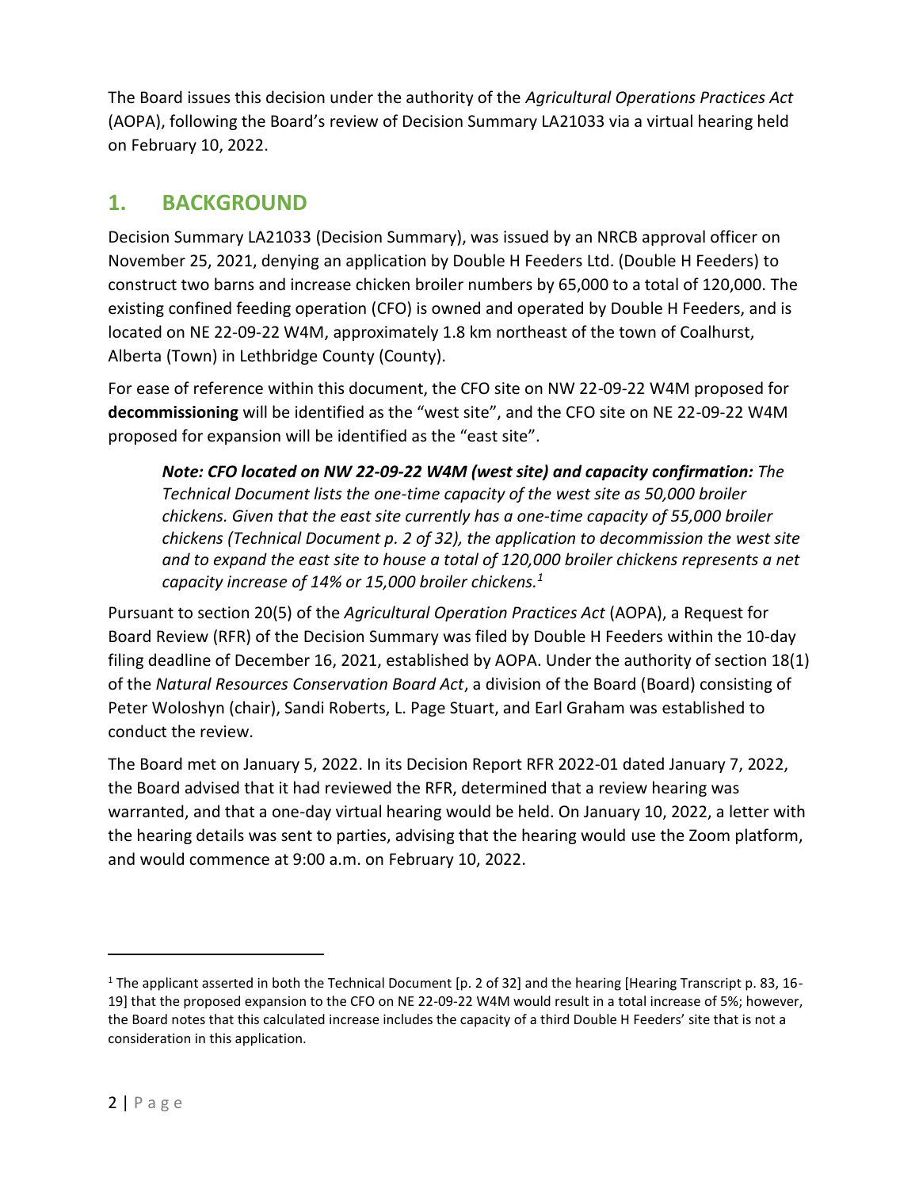The Board issues this decision under the authority of the *Agricultural Operations Practices Act* (AOPA), following the Board's review of Decision Summary LA21033 via a virtual hearing held on February 10, 2022.

## 1. BACKGROUND

Decision Summary LA21033 (Decision Summary), was issued by an NRCB approval officer on November 25, 2021, denying an application by Double H Feeders Ltd. (Double H Feeders) to construct two barns and increase chicken broiler numbers by 65,000 to a total of 120,000. The existing confined feeding operation (CFO) is owned and operated by Double H Feeders, and is located on NE 22-09-22 W4M, approximately 1.8 km northeast of the town of Coalhurst, Alberta (Town) in Lethbridge County (County).

For ease of reference within this document, the CFO site on NW 22-09-22 W4M proposed for **decommissioning** will be identified as the "west site", and the CFO site on NE 22-09-22 W4M proposed for expansion will be identified as the "east site".

> ***Note: CFO located on NW 22-09-22 W4M (west site) and capacity confirmation:*** *The Technical Document lists the one-time capacity of the west site as 50,000 broiler chickens. Given that the east site currently has a one-time capacity of 55,000 broiler chickens (Technical Document p. 2 of 32), the application to decommission the west site and to expand the east site to house a total of 120,000 broiler chickens represents a net capacity increase of 14% or 15,000 broiler chickens.*[1]

Pursuant to section 20(5) of the *Agricultural Operation Practices Act* (AOPA), a Request for Board Review (RFR) of the Decision Summary was filed by Double H Feeders within the 10-day filing deadline of December 16, 2021, established by AOPA. Under the authority of section 18(1) of the *Natural Resources Conservation Board Act*, a division of the Board (Board) consisting of Peter Woloshyn (chair), Sandi Roberts, L. Page Stuart, and Earl Graham was established to conduct the review.

The Board met on January 5, 2022. In its Decision Report RFR 2022-01 dated January 7, 2022, the Board advised that it had reviewed the RFR, determined that a review hearing was warranted, and that a one-day virtual hearing would be held. On January 10, 2022, a letter with the hearing details was sent to parties, advising that the hearing would use the Zoom platform, and would commence at 9:00 a.m. on February 10, 2022.

---

[1] The applicant asserted in both the Technical Document [p. 2 of 32] and the hearing [Hearing Transcript p. 83, 16-19] that the proposed expansion to the CFO on NE 22-09-22 W4M would result in a total increase of 5%; however, the Board notes that this calculated increase includes the capacity of a third Double H Feeders' site that is not a consideration in this application.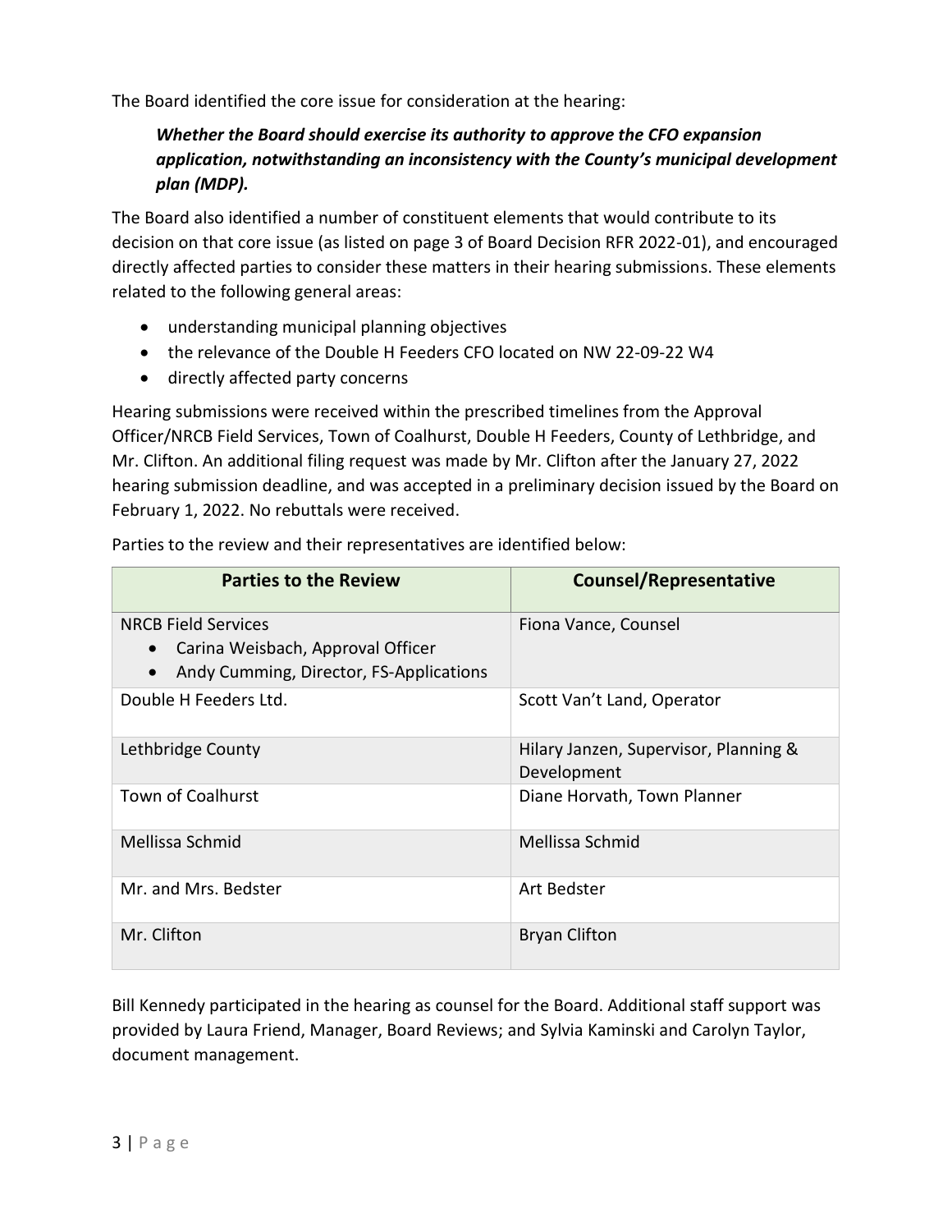The Board identified the core issue for consideration at the hearing:

> ***Whether the Board should exercise its authority to approve the CFO expansion application, notwithstanding an inconsistency with the County's municipal development plan (MDP).***

The Board also identified a number of constituent elements that would contribute to its decision on that core issue (as listed on page 3 of Board Decision RFR 2022-01), and encouraged directly affected parties to consider these matters in their hearing submissions. These elements related to the following general areas:

- understanding municipal planning objectives
- the relevance of the Double H Feeders CFO located on NW 22-09-22 W4
- directly affected party concerns

Hearing submissions were received within the prescribed timelines from the Approval Officer/NRCB Field Services, Town of Coalhurst, Double H Feeders, County of Lethbridge, and Mr. Clifton. An additional filing request was made by Mr. Clifton after the January 27, 2022 hearing submission deadline, and was accepted in a preliminary decision issued by the Board on February 1, 2022. No rebuttals were received.

Parties to the review and their representatives are identified below:

| Parties to the Review | Counsel/Representative |
|---|---|
| NRCB Field Services<br>• Carina Weisbach, Approval Officer<br>• Andy Cumming, Director, FS-Applications | Fiona Vance, Counsel |
| Double H Feeders Ltd. | Scott Van't Land, Operator |
| Lethbridge County | Hilary Janzen, Supervisor, Planning & Development |
| Town of Coalhurst | Diane Horvath, Town Planner |
| Mellissa Schmid | Mellissa Schmid |
| Mr. and Mrs. Bedster | Art Bedster |
| Mr. Clifton | Bryan Clifton |

Bill Kennedy participated in the hearing as counsel for the Board. Additional staff support was provided by Laura Friend, Manager, Board Reviews; and Sylvia Kaminski and Carolyn Taylor, document management.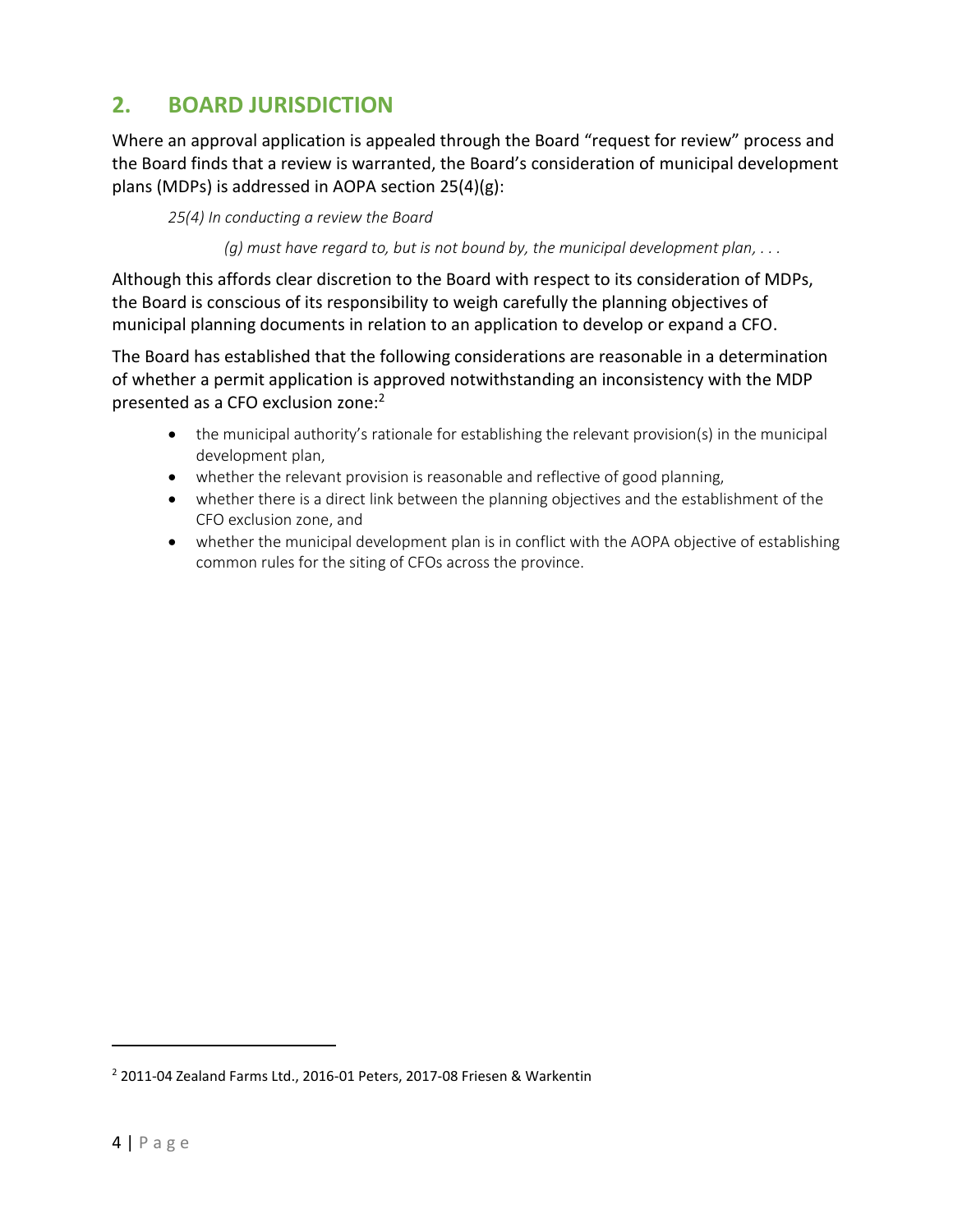## 2. BOARD JURISDICTION

Where an approval application is appealed through the Board "request for review" process and the Board finds that a review is warranted, the Board's consideration of municipal development plans (MDPs) is addressed in AOPA section 25(4)(g):

> *25(4) In conducting a review the Board*
>
> > *(g) must have regard to, but is not bound by, the municipal development plan, . . .*

Although this affords clear discretion to the Board with respect to its consideration of MDPs, the Board is conscious of its responsibility to weigh carefully the planning objectives of municipal planning documents in relation to an application to develop or expand a CFO.

The Board has established that the following considerations are reasonable in a determination of whether a permit application is approved notwithstanding an inconsistency with the MDP presented as a CFO exclusion zone:[2]

- the municipal authority's rationale for establishing the relevant provision(s) in the municipal development plan,
- whether the relevant provision is reasonable and reflective of good planning,
- whether there is a direct link between the planning objectives and the establishment of the CFO exclusion zone, and
- whether the municipal development plan is in conflict with the AOPA objective of establishing common rules for the siting of CFOs across the province.

---

[2] 2011-04 Zealand Farms Ltd., 2016-01 Peters, 2017-08 Friesen & Warkentin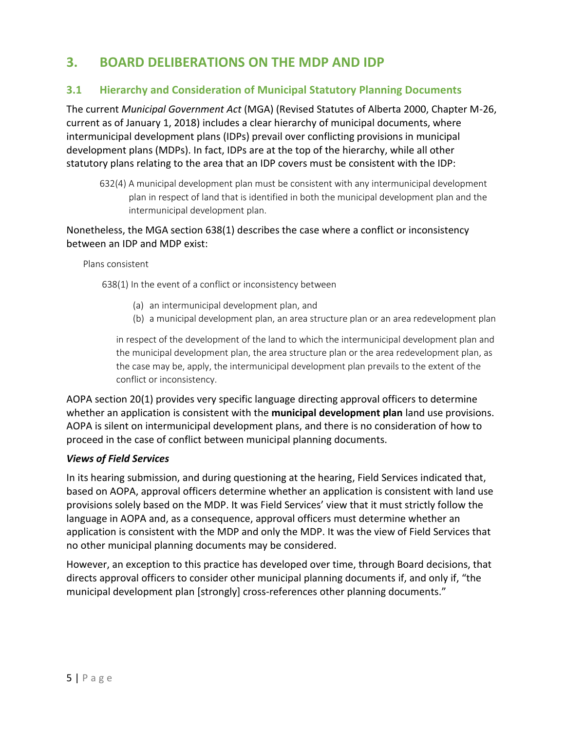## 3. BOARD DELIBERATIONS ON THE MDP AND IDP

### 3.1 Hierarchy and Consideration of Municipal Statutory Planning Documents

The current *Municipal Government Act* (MGA) (Revised Statutes of Alberta 2000, Chapter M-26, current as of January 1, 2018) includes a clear hierarchy of municipal documents, where intermunicipal development plans (IDPs) prevail over conflicting provisions in municipal development plans (MDPs). In fact, IDPs are at the top of the hierarchy, while all other statutory plans relating to the area that an IDP covers must be consistent with the IDP:

> 632(4) A municipal development plan must be consistent with any intermunicipal development plan in respect of land that is identified in both the municipal development plan and the intermunicipal development plan.

Nonetheless, the MGA section 638(1) describes the case where a conflict or inconsistency between an IDP and MDP exist:

> Plans consistent
>
> 638(1) In the event of a conflict or inconsistency between
>
> (a) an intermunicipal development plan, and
>
> (b) a municipal development plan, an area structure plan or an area redevelopment plan
>
> in respect of the development of the land to which the intermunicipal development plan and the municipal development plan, the area structure plan or the area redevelopment plan, as the case may be, apply, the intermunicipal development plan prevails to the extent of the conflict or inconsistency.

AOPA section 20(1) provides very specific language directing approval officers to determine whether an application is consistent with the **municipal development plan** land use provisions. AOPA is silent on intermunicipal development plans, and there is no consideration of how to proceed in the case of conflict between municipal planning documents.

***Views of Field Services***

In its hearing submission, and during questioning at the hearing, Field Services indicated that, based on AOPA, approval officers determine whether an application is consistent with land use provisions solely based on the MDP. It was Field Services' view that it must strictly follow the language in AOPA and, as a consequence, approval officers must determine whether an application is consistent with the MDP and only the MDP. It was the view of Field Services that no other municipal planning documents may be considered.

However, an exception to this practice has developed over time, through Board decisions, that directs approval officers to consider other municipal planning documents if, and only if, "the municipal development plan [strongly] cross-references other planning documents."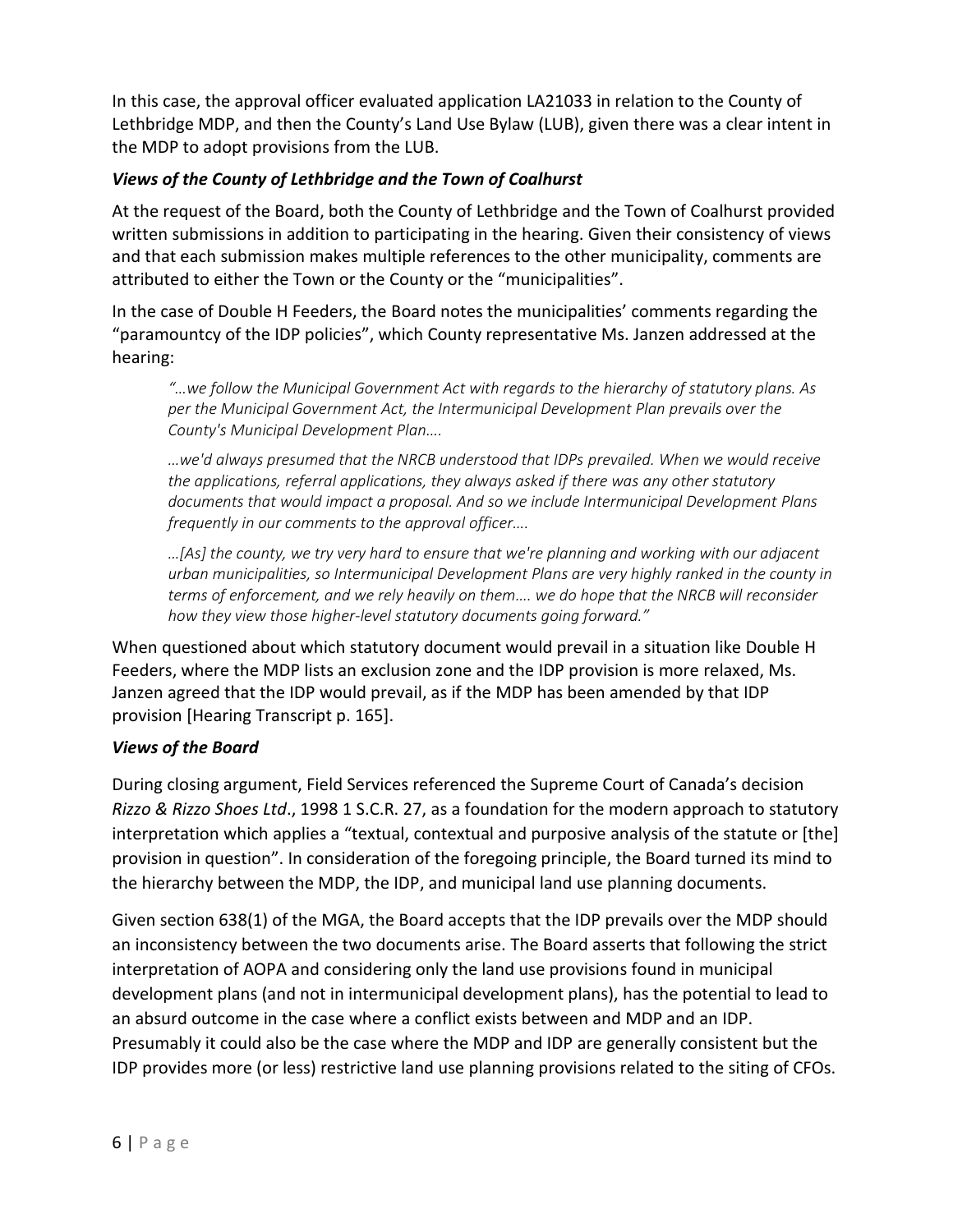In this case, the approval officer evaluated application LA21033 in relation to the County of Lethbridge MDP, and then the County's Land Use Bylaw (LUB), given there was a clear intent in the MDP to adopt provisions from the LUB.

### *Views of the County of Lethbridge and the Town of Coalhurst*

At the request of the Board, both the County of Lethbridge and the Town of Coalhurst provided written submissions in addition to participating in the hearing. Given their consistency of views and that each submission makes multiple references to the other municipality, comments are attributed to either the Town or the County or the "municipalities".

In the case of Double H Feeders, the Board notes the municipalities' comments regarding the "paramountcy of the IDP policies", which County representative Ms. Janzen addressed at the hearing:

> *"…we follow the Municipal Government Act with regards to the hierarchy of statutory plans. As per the Municipal Government Act, the Intermunicipal Development Plan prevails over the County's Municipal Development Plan….*
>
> *…we'd always presumed that the NRCB understood that IDPs prevailed. When we would receive the applications, referral applications, they always asked if there was any other statutory documents that would impact a proposal. And so we include Intermunicipal Development Plans frequently in our comments to the approval officer….*
>
> *…[As] the county, we try very hard to ensure that we're planning and working with our adjacent urban municipalities, so Intermunicipal Development Plans are very highly ranked in the county in terms of enforcement, and we rely heavily on them…. we do hope that the NRCB will reconsider how they view those higher-level statutory documents going forward."*

When questioned about which statutory document would prevail in a situation like Double H Feeders, where the MDP lists an exclusion zone and the IDP provision is more relaxed, Ms. Janzen agreed that the IDP would prevail, as if the MDP has been amended by that IDP provision [Hearing Transcript p. 165].

### *Views of the Board*

During closing argument, Field Services referenced the Supreme Court of Canada's decision *Rizzo & Rizzo Shoes Ltd*., 1998 1 S.C.R. 27, as a foundation for the modern approach to statutory interpretation which applies a "textual, contextual and purposive analysis of the statute or [the] provision in question". In consideration of the foregoing principle, the Board turned its mind to the hierarchy between the MDP, the IDP, and municipal land use planning documents.

Given section 638(1) of the MGA, the Board accepts that the IDP prevails over the MDP should an inconsistency between the two documents arise. The Board asserts that following the strict interpretation of AOPA and considering only the land use provisions found in municipal development plans (and not in intermunicipal development plans), has the potential to lead to an absurd outcome in the case where a conflict exists between and MDP and an IDP. Presumably it could also be the case where the MDP and IDP are generally consistent but the IDP provides more (or less) restrictive land use planning provisions related to the siting of CFOs.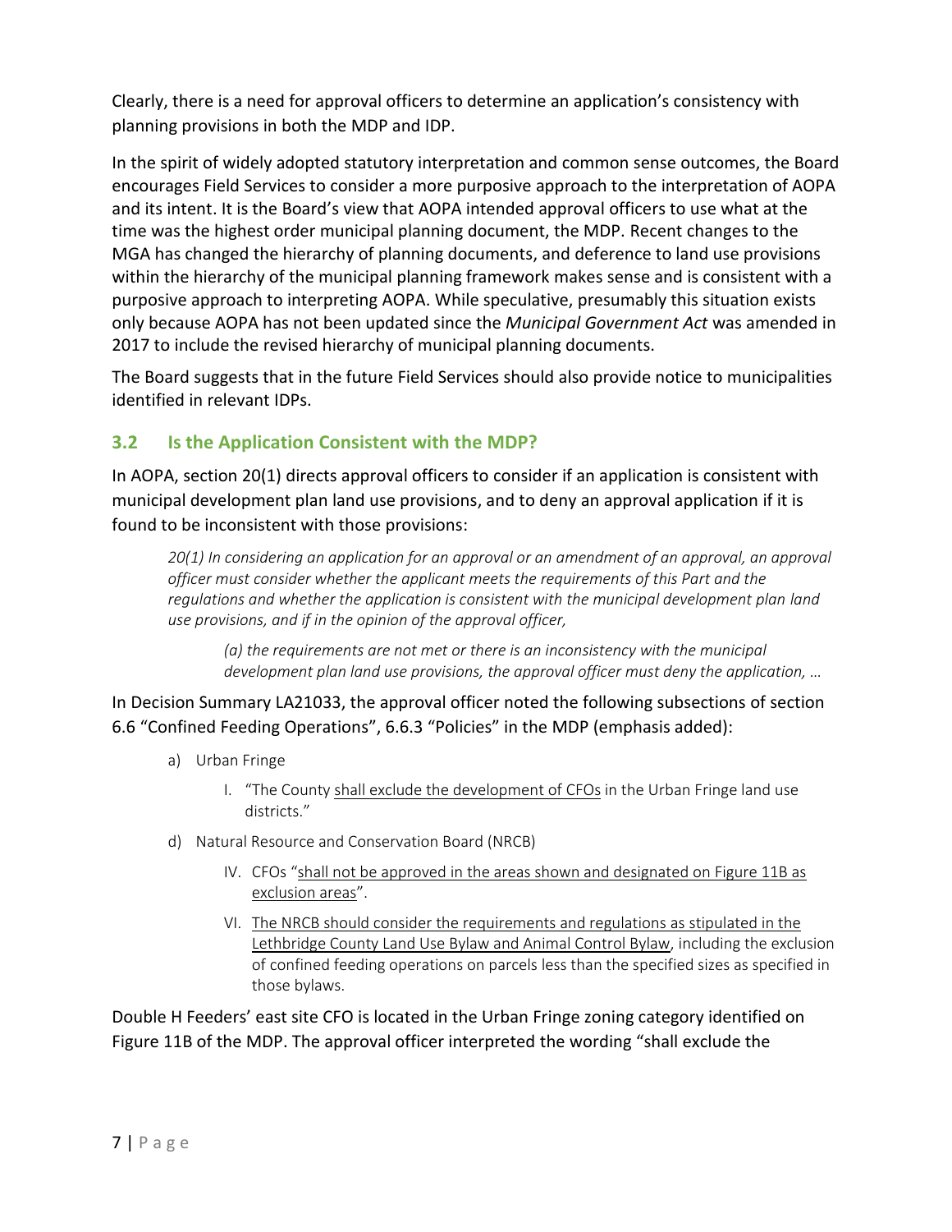Clearly, there is a need for approval officers to determine an application's consistency with planning provisions in both the MDP and IDP.

In the spirit of widely adopted statutory interpretation and common sense outcomes, the Board encourages Field Services to consider a more purposive approach to the interpretation of AOPA and its intent. It is the Board's view that AOPA intended approval officers to use what at the time was the highest order municipal planning document, the MDP. Recent changes to the MGA has changed the hierarchy of planning documents, and deference to land use provisions within the hierarchy of the municipal planning framework makes sense and is consistent with a purposive approach to interpreting AOPA. While speculative, presumably this situation exists only because AOPA has not been updated since the *Municipal Government Act* was amended in 2017 to include the revised hierarchy of municipal planning documents.

The Board suggests that in the future Field Services should also provide notice to municipalities identified in relevant IDPs.

## 3.2 Is the Application Consistent with the MDP?

In AOPA, section 20(1) directs approval officers to consider if an application is consistent with municipal development plan land use provisions, and to deny an approval application if it is found to be inconsistent with those provisions:

> *20(1) In considering an application for an approval or an amendment of an approval, an approval officer must consider whether the applicant meets the requirements of this Part and the regulations and whether the application is consistent with the municipal development plan land use provisions, and if in the opinion of the approval officer,*
>
> > *(a) the requirements are not met or there is an inconsistency with the municipal development plan land use provisions, the approval officer must deny the application, …*

In Decision Summary LA21033, the approval officer noted the following subsections of section 6.6 "Confined Feeding Operations", 6.6.3 "Policies" in the MDP (emphasis added):

- a) Urban Fringe
  - I. "The County <u>shall exclude the development of CFOs</u> in the Urban Fringe land use districts."
- d) Natural Resource and Conservation Board (NRCB)
  - IV. CFOs "<u>shall not be approved in the areas shown and designated on Figure 11B as exclusion areas</u>".
  - VI. <u>The NRCB should consider the requirements and regulations as stipulated in the Lethbridge County Land Use Bylaw and Animal Control Bylaw</u>, including the exclusion of confined feeding operations on parcels less than the specified sizes as specified in those bylaws.

Double H Feeders' east site CFO is located in the Urban Fringe zoning category identified on Figure 11B of the MDP. The approval officer interpreted the wording "shall exclude the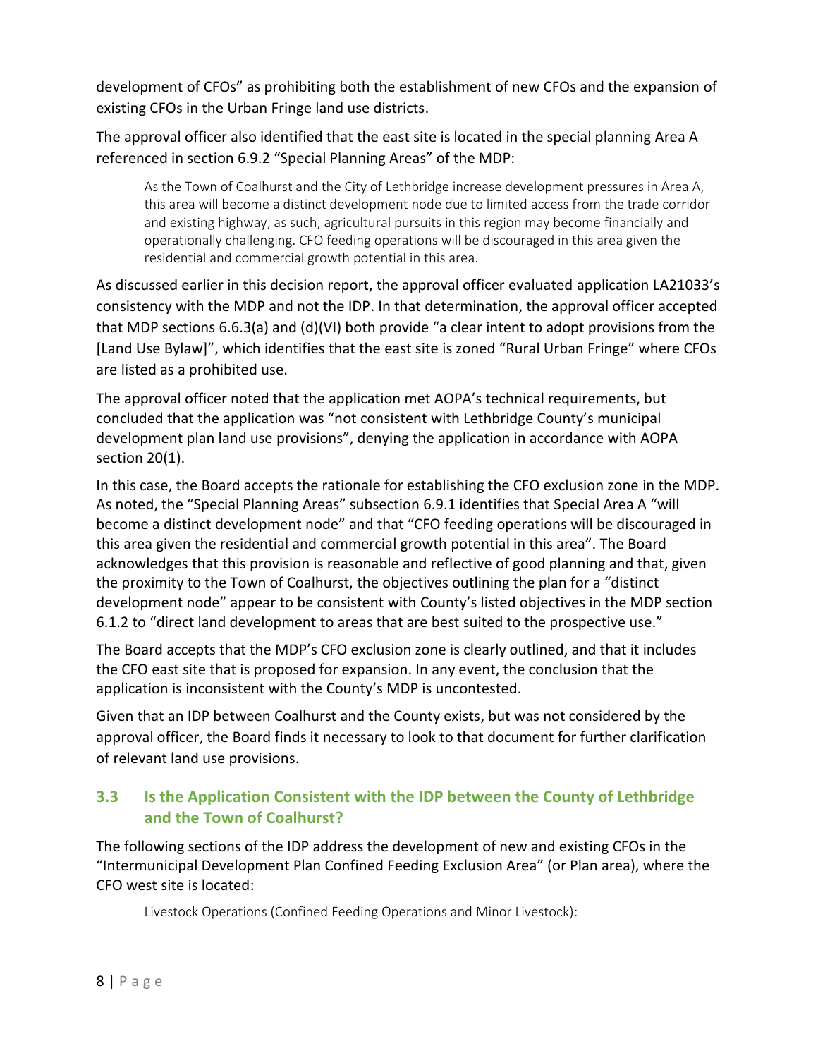development of CFOs" as prohibiting both the establishment of new CFOs and the expansion of existing CFOs in the Urban Fringe land use districts.

The approval officer also identified that the east site is located in the special planning Area A referenced in section 6.9.2 "Special Planning Areas" of the MDP:

> As the Town of Coalhurst and the City of Lethbridge increase development pressures in Area A, this area will become a distinct development node due to limited access from the trade corridor and existing highway, as such, agricultural pursuits in this region may become financially and operationally challenging. CFO feeding operations will be discouraged in this area given the residential and commercial growth potential in this area.

As discussed earlier in this decision report, the approval officer evaluated application LA21033's consistency with the MDP and not the IDP. In that determination, the approval officer accepted that MDP sections 6.6.3(a) and (d)(VI) both provide "a clear intent to adopt provisions from the [Land Use Bylaw]", which identifies that the east site is zoned "Rural Urban Fringe" where CFOs are listed as a prohibited use.

The approval officer noted that the application met AOPA's technical requirements, but concluded that the application was "not consistent with Lethbridge County's municipal development plan land use provisions", denying the application in accordance with AOPA section 20(1).

In this case, the Board accepts the rationale for establishing the CFO exclusion zone in the MDP. As noted, the "Special Planning Areas" subsection 6.9.1 identifies that Special Area A "will become a distinct development node" and that "CFO feeding operations will be discouraged in this area given the residential and commercial growth potential in this area". The Board acknowledges that this provision is reasonable and reflective of good planning and that, given the proximity to the Town of Coalhurst, the objectives outlining the plan for a "distinct development node" appear to be consistent with County's listed objectives in the MDP section 6.1.2 to "direct land development to areas that are best suited to the prospective use."

The Board accepts that the MDP's CFO exclusion zone is clearly outlined, and that it includes the CFO east site that is proposed for expansion. In any event, the conclusion that the application is inconsistent with the County's MDP is uncontested.

Given that an IDP between Coalhurst and the County exists, but was not considered by the approval officer, the Board finds it necessary to look to that document for further clarification of relevant land use provisions.

## 3.3 Is the Application Consistent with the IDP between the County of Lethbridge and the Town of Coalhurst?

The following sections of the IDP address the development of new and existing CFOs in the "Intermunicipal Development Plan Confined Feeding Exclusion Area" (or Plan area), where the CFO west site is located:

> Livestock Operations (Confined Feeding Operations and Minor Livestock):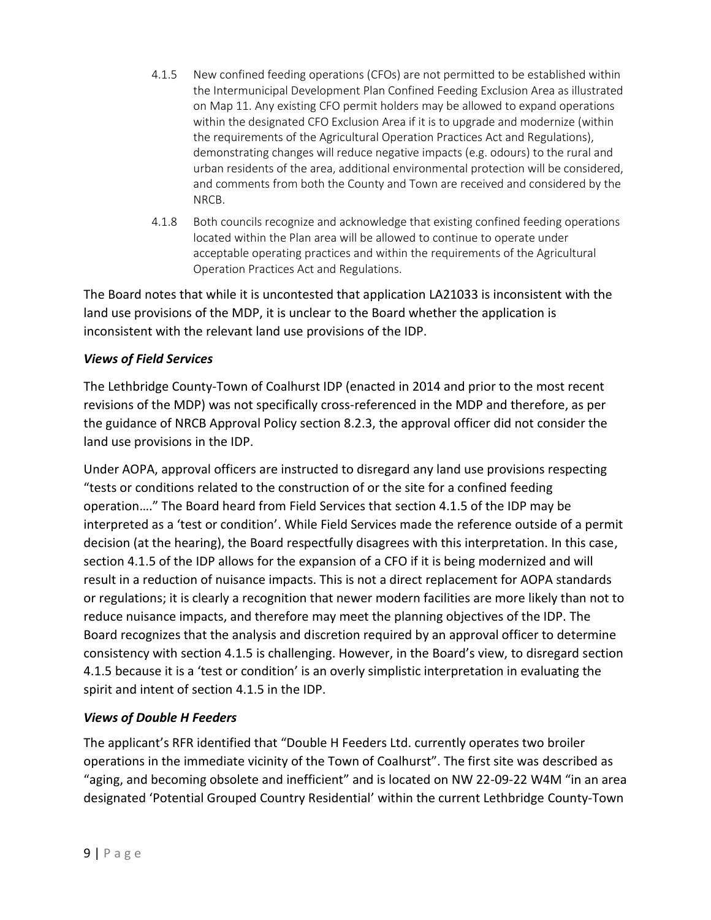4.1.5 New confined feeding operations (CFOs) are not permitted to be established within the Intermunicipal Development Plan Confined Feeding Exclusion Area as illustrated on Map 11. Any existing CFO permit holders may be allowed to expand operations within the designated CFO Exclusion Area if it is to upgrade and modernize (within the requirements of the Agricultural Operation Practices Act and Regulations), demonstrating changes will reduce negative impacts (e.g. odours) to the rural and urban residents of the area, additional environmental protection will be considered, and comments from both the County and Town are received and considered by the NRCB.

4.1.8 Both councils recognize and acknowledge that existing confined feeding operations located within the Plan area will be allowed to continue to operate under acceptable operating practices and within the requirements of the Agricultural Operation Practices Act and Regulations.

The Board notes that while it is uncontested that application LA21033 is inconsistent with the land use provisions of the MDP, it is unclear to the Board whether the application is inconsistent with the relevant land use provisions of the IDP.

### *Views of Field Services*

The Lethbridge County-Town of Coalhurst IDP (enacted in 2014 and prior to the most recent revisions of the MDP) was not specifically cross-referenced in the MDP and therefore, as per the guidance of NRCB Approval Policy section 8.2.3, the approval officer did not consider the land use provisions in the IDP.

Under AOPA, approval officers are instructed to disregard any land use provisions respecting "tests or conditions related to the construction of or the site for a confined feeding operation…." The Board heard from Field Services that section 4.1.5 of the IDP may be interpreted as a 'test or condition'. While Field Services made the reference outside of a permit decision (at the hearing), the Board respectfully disagrees with this interpretation. In this case, section 4.1.5 of the IDP allows for the expansion of a CFO if it is being modernized and will result in a reduction of nuisance impacts. This is not a direct replacement for AOPA standards or regulations; it is clearly a recognition that newer modern facilities are more likely than not to reduce nuisance impacts, and therefore may meet the planning objectives of the IDP. The Board recognizes that the analysis and discretion required by an approval officer to determine consistency with section 4.1.5 is challenging. However, in the Board's view, to disregard section 4.1.5 because it is a 'test or condition' is an overly simplistic interpretation in evaluating the spirit and intent of section 4.1.5 in the IDP.

### *Views of Double H Feeders*

The applicant's RFR identified that "Double H Feeders Ltd. currently operates two broiler operations in the immediate vicinity of the Town of Coalhurst". The first site was described as "aging, and becoming obsolete and inefficient" and is located on NW 22-09-22 W4M "in an area designated 'Potential Grouped Country Residential' within the current Lethbridge County-Town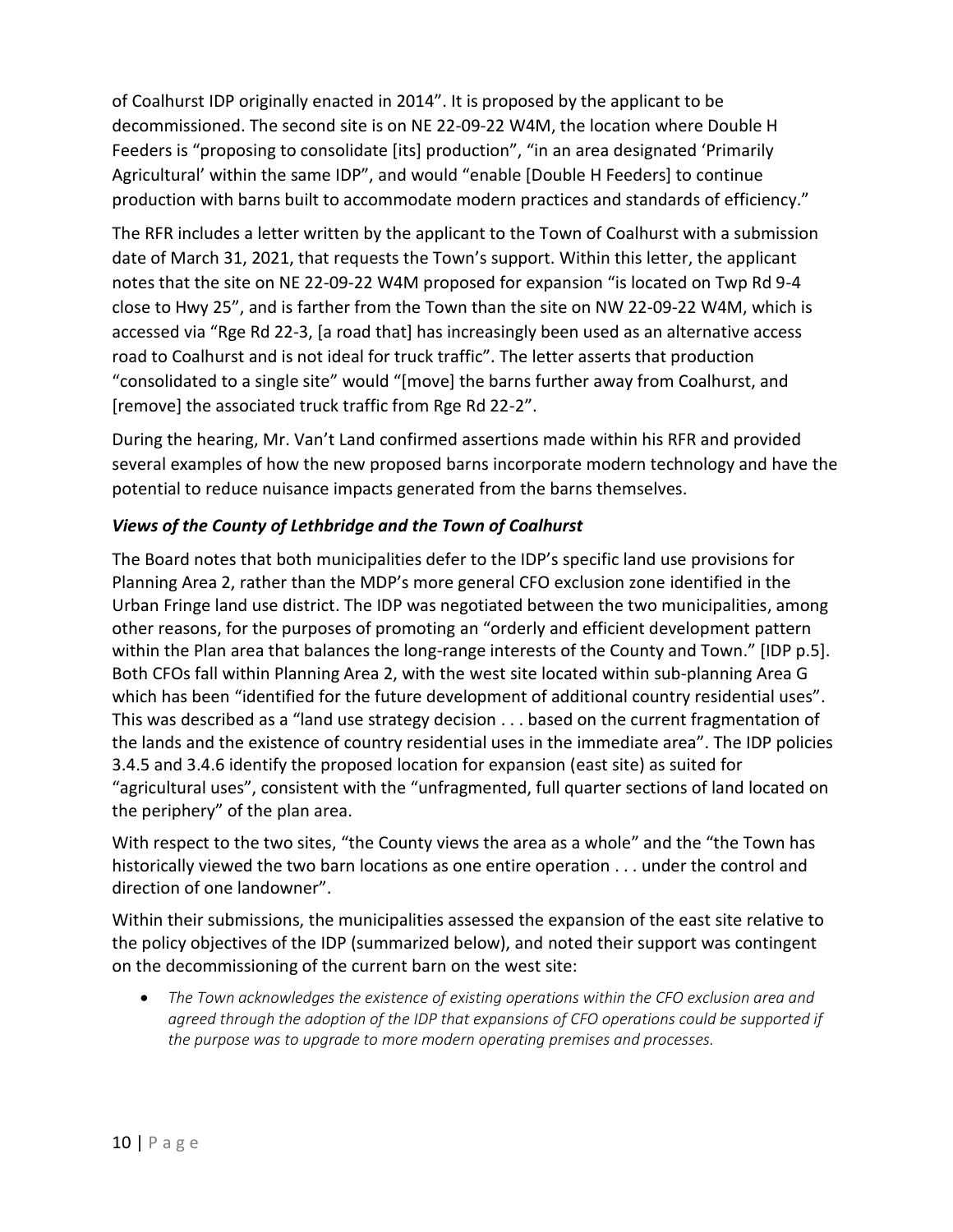of Coalhurst IDP originally enacted in 2014". It is proposed by the applicant to be decommissioned. The second site is on NE 22-09-22 W4M, the location where Double H Feeders is "proposing to consolidate [its] production", "in an area designated 'Primarily Agricultural' within the same IDP", and would "enable [Double H Feeders] to continue production with barns built to accommodate modern practices and standards of efficiency."

The RFR includes a letter written by the applicant to the Town of Coalhurst with a submission date of March 31, 2021, that requests the Town's support. Within this letter, the applicant notes that the site on NE 22-09-22 W4M proposed for expansion "is located on Twp Rd 9-4 close to Hwy 25", and is farther from the Town than the site on NW 22-09-22 W4M, which is accessed via "Rge Rd 22-3, [a road that] has increasingly been used as an alternative access road to Coalhurst and is not ideal for truck traffic". The letter asserts that production "consolidated to a single site" would "[move] the barns further away from Coalhurst, and [remove] the associated truck traffic from Rge Rd 22-2".

During the hearing, Mr. Van't Land confirmed assertions made within his RFR and provided several examples of how the new proposed barns incorporate modern technology and have the potential to reduce nuisance impacts generated from the barns themselves.

### *Views of the County of Lethbridge and the Town of Coalhurst*

The Board notes that both municipalities defer to the IDP's specific land use provisions for Planning Area 2, rather than the MDP's more general CFO exclusion zone identified in the Urban Fringe land use district. The IDP was negotiated between the two municipalities, among other reasons, for the purposes of promoting an "orderly and efficient development pattern within the Plan area that balances the long-range interests of the County and Town." [IDP p.5]. Both CFOs fall within Planning Area 2, with the west site located within sub-planning Area G which has been "identified for the future development of additional country residential uses". This was described as a "land use strategy decision . . . based on the current fragmentation of the lands and the existence of country residential uses in the immediate area". The IDP policies 3.4.5 and 3.4.6 identify the proposed location for expansion (east site) as suited for "agricultural uses", consistent with the "unfragmented, full quarter sections of land located on the periphery" of the plan area.

With respect to the two sites, "the County views the area as a whole" and the "the Town has historically viewed the two barn locations as one entire operation . . . under the control and direction of one landowner".

Within their submissions, the municipalities assessed the expansion of the east site relative to the policy objectives of the IDP (summarized below), and noted their support was contingent on the decommissioning of the current barn on the west site:

- *The Town acknowledges the existence of existing operations within the CFO exclusion area and agreed through the adoption of the IDP that expansions of CFO operations could be supported if the purpose was to upgrade to more modern operating premises and processes.*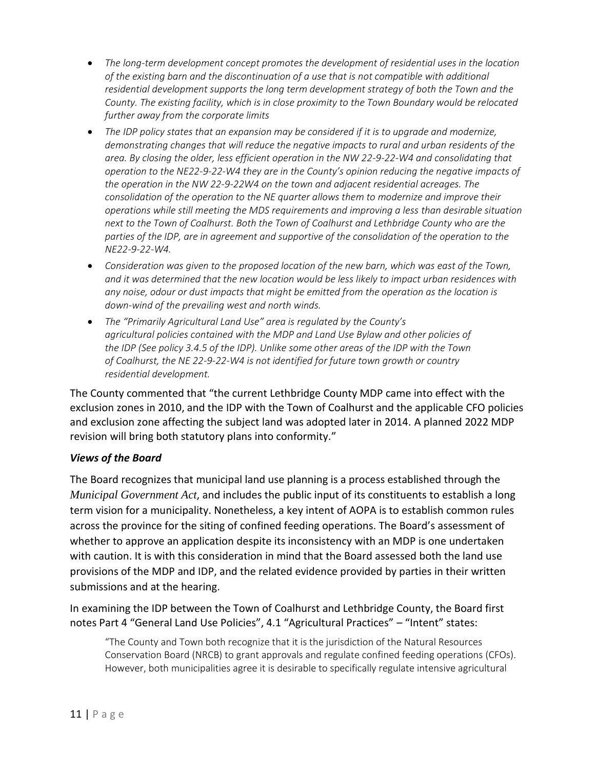- *The long-term development concept promotes the development of residential uses in the location of the existing barn and the discontinuation of a use that is not compatible with additional residential development supports the long term development strategy of both the Town and the County. The existing facility, which is in close proximity to the Town Boundary would be relocated further away from the corporate limits*
- *The IDP policy states that an expansion may be considered if it is to upgrade and modernize, demonstrating changes that will reduce the negative impacts to rural and urban residents of the area. By closing the older, less efficient operation in the NW 22-9-22-W4 and consolidating that operation to the NE22-9-22-W4 they are in the County's opinion reducing the negative impacts of the operation in the NW 22-9-22W4 on the town and adjacent residential acreages. The consolidation of the operation to the NE quarter allows them to modernize and improve their operations while still meeting the MDS requirements and improving a less than desirable situation next to the Town of Coalhurst. Both the Town of Coalhurst and Lethbridge County who are the parties of the IDP, are in agreement and supportive of the consolidation of the operation to the NE22-9-22-W4.*
- *Consideration was given to the proposed location of the new barn, which was east of the Town, and it was determined that the new location would be less likely to impact urban residences with any noise, odour or dust impacts that might be emitted from the operation as the location is down-wind of the prevailing west and north winds.*
- *The "Primarily Agricultural Land Use" area is regulated by the County's agricultural policies contained with the MDP and Land Use Bylaw and other policies of the IDP (See policy 3.4.5 of the IDP). Unlike some other areas of the IDP with the Town of Coalhurst, the NE 22-9-22-W4 is not identified for future town growth or country residential development.*

The County commented that "the current Lethbridge County MDP came into effect with the exclusion zones in 2010, and the IDP with the Town of Coalhurst and the applicable CFO policies and exclusion zone affecting the subject land was adopted later in 2014. A planned 2022 MDP revision will bring both statutory plans into conformity."

### *Views of the Board*

The Board recognizes that municipal land use planning is a process established through the *Municipal Government Act*, and includes the public input of its constituents to establish a long term vision for a municipality. Nonetheless, a key intent of AOPA is to establish common rules across the province for the siting of confined feeding operations. The Board's assessment of whether to approve an application despite its inconsistency with an MDP is one undertaken with caution. It is with this consideration in mind that the Board assessed both the land use provisions of the MDP and IDP, and the related evidence provided by parties in their written submissions and at the hearing.

In examining the IDP between the Town of Coalhurst and Lethbridge County, the Board first notes Part 4 "General Land Use Policies", 4.1 "Agricultural Practices" – "Intent" states:

> "The County and Town both recognize that it is the jurisdiction of the Natural Resources Conservation Board (NRCB) to grant approvals and regulate confined feeding operations (CFOs). However, both municipalities agree it is desirable to specifically regulate intensive agricultural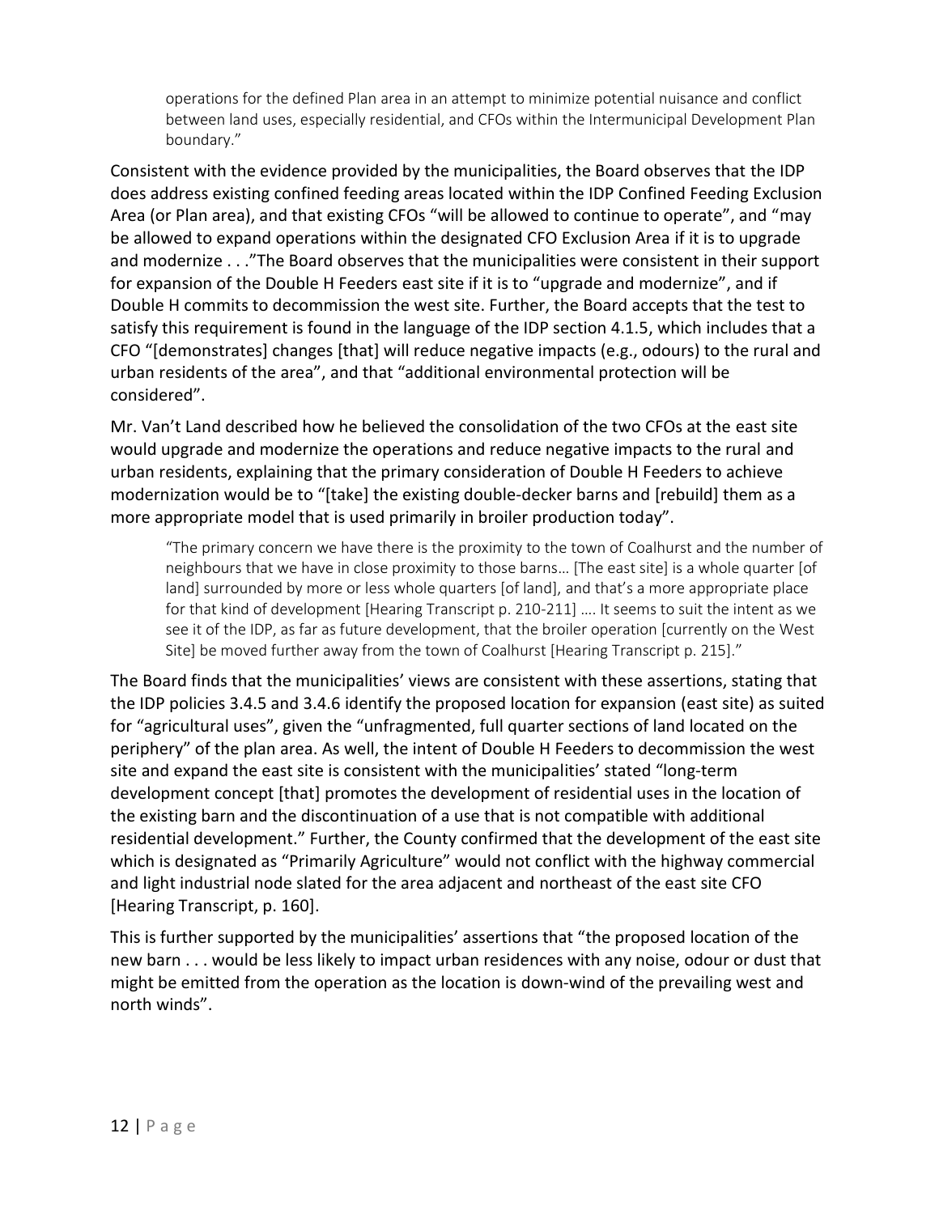> operations for the defined Plan area in an attempt to minimize potential nuisance and conflict between land uses, especially residential, and CFOs within the Intermunicipal Development Plan boundary."

Consistent with the evidence provided by the municipalities, the Board observes that the IDP does address existing confined feeding areas located within the IDP Confined Feeding Exclusion Area (or Plan area), and that existing CFOs "will be allowed to continue to operate", and "may be allowed to expand operations within the designated CFO Exclusion Area if it is to upgrade and modernize . . ."The Board observes that the municipalities were consistent in their support for expansion of the Double H Feeders east site if it is to "upgrade and modernize", and if Double H commits to decommission the west site. Further, the Board accepts that the test to satisfy this requirement is found in the language of the IDP section 4.1.5, which includes that a CFO "[demonstrates] changes [that] will reduce negative impacts (e.g., odours) to the rural and urban residents of the area", and that "additional environmental protection will be considered".

Mr. Van't Land described how he believed the consolidation of the two CFOs at the east site would upgrade and modernize the operations and reduce negative impacts to the rural and urban residents, explaining that the primary consideration of Double H Feeders to achieve modernization would be to "[take] the existing double-decker barns and [rebuild] them as a more appropriate model that is used primarily in broiler production today".

> "The primary concern we have there is the proximity to the town of Coalhurst and the number of neighbours that we have in close proximity to those barns… [The east site] is a whole quarter [of land] surrounded by more or less whole quarters [of land], and that's a more appropriate place for that kind of development [Hearing Transcript p. 210-211] …. It seems to suit the intent as we see it of the IDP, as far as future development, that the broiler operation [currently on the West Site] be moved further away from the town of Coalhurst [Hearing Transcript p. 215]."

The Board finds that the municipalities' views are consistent with these assertions, stating that the IDP policies 3.4.5 and 3.4.6 identify the proposed location for expansion (east site) as suited for "agricultural uses", given the "unfragmented, full quarter sections of land located on the periphery" of the plan area. As well, the intent of Double H Feeders to decommission the west site and expand the east site is consistent with the municipalities' stated "long-term development concept [that] promotes the development of residential uses in the location of the existing barn and the discontinuation of a use that is not compatible with additional residential development." Further, the County confirmed that the development of the east site which is designated as "Primarily Agriculture" would not conflict with the highway commercial and light industrial node slated for the area adjacent and northeast of the east site CFO [Hearing Transcript, p. 160].

This is further supported by the municipalities' assertions that "the proposed location of the new barn . . . would be less likely to impact urban residences with any noise, odour or dust that might be emitted from the operation as the location is down-wind of the prevailing west and north winds".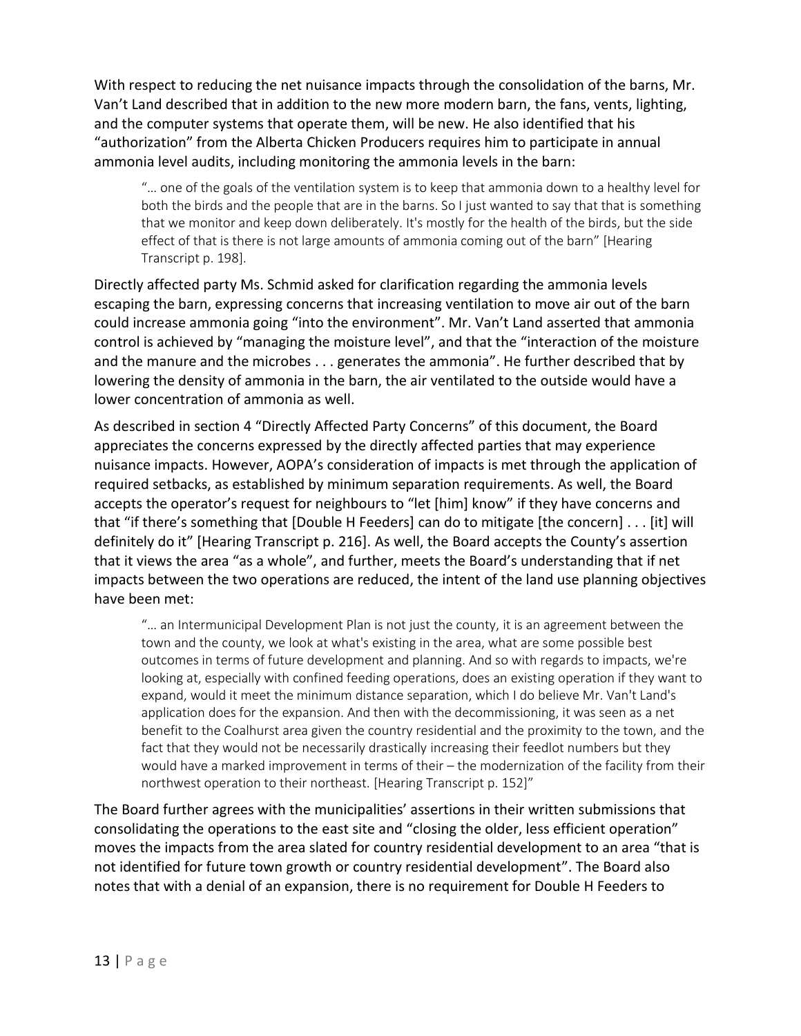With respect to reducing the net nuisance impacts through the consolidation of the barns, Mr. Van't Land described that in addition to the new more modern barn, the fans, vents, lighting, and the computer systems that operate them, will be new. He also identified that his "authorization" from the Alberta Chicken Producers requires him to participate in annual ammonia level audits, including monitoring the ammonia levels in the barn:

> "… one of the goals of the ventilation system is to keep that ammonia down to a healthy level for both the birds and the people that are in the barns. So I just wanted to say that that is something that we monitor and keep down deliberately. It's mostly for the health of the birds, but the side effect of that is there is not large amounts of ammonia coming out of the barn" [Hearing Transcript p. 198].

Directly affected party Ms. Schmid asked for clarification regarding the ammonia levels escaping the barn, expressing concerns that increasing ventilation to move air out of the barn could increase ammonia going "into the environment". Mr. Van't Land asserted that ammonia control is achieved by "managing the moisture level", and that the "interaction of the moisture and the manure and the microbes . . . generates the ammonia". He further described that by lowering the density of ammonia in the barn, the air ventilated to the outside would have a lower concentration of ammonia as well.

As described in section 4 "Directly Affected Party Concerns" of this document, the Board appreciates the concerns expressed by the directly affected parties that may experience nuisance impacts. However, AOPA's consideration of impacts is met through the application of required setbacks, as established by minimum separation requirements. As well, the Board accepts the operator's request for neighbours to "let [him] know" if they have concerns and that "if there's something that [Double H Feeders] can do to mitigate [the concern] . . . [it] will definitely do it" [Hearing Transcript p. 216]. As well, the Board accepts the County's assertion that it views the area "as a whole", and further, meets the Board's understanding that if net impacts between the two operations are reduced, the intent of the land use planning objectives have been met:

> "… an Intermunicipal Development Plan is not just the county, it is an agreement between the town and the county, we look at what's existing in the area, what are some possible best outcomes in terms of future development and planning. And so with regards to impacts, we're looking at, especially with confined feeding operations, does an existing operation if they want to expand, would it meet the minimum distance separation, which I do believe Mr. Van't Land's application does for the expansion. And then with the decommissioning, it was seen as a net benefit to the Coalhurst area given the country residential and the proximity to the town, and the fact that they would not be necessarily drastically increasing their feedlot numbers but they would have a marked improvement in terms of their – the modernization of the facility from their northwest operation to their northeast. [Hearing Transcript p. 152]"

The Board further agrees with the municipalities' assertions in their written submissions that consolidating the operations to the east site and "closing the older, less efficient operation" moves the impacts from the area slated for country residential development to an area "that is not identified for future town growth or country residential development". The Board also notes that with a denial of an expansion, there is no requirement for Double H Feeders to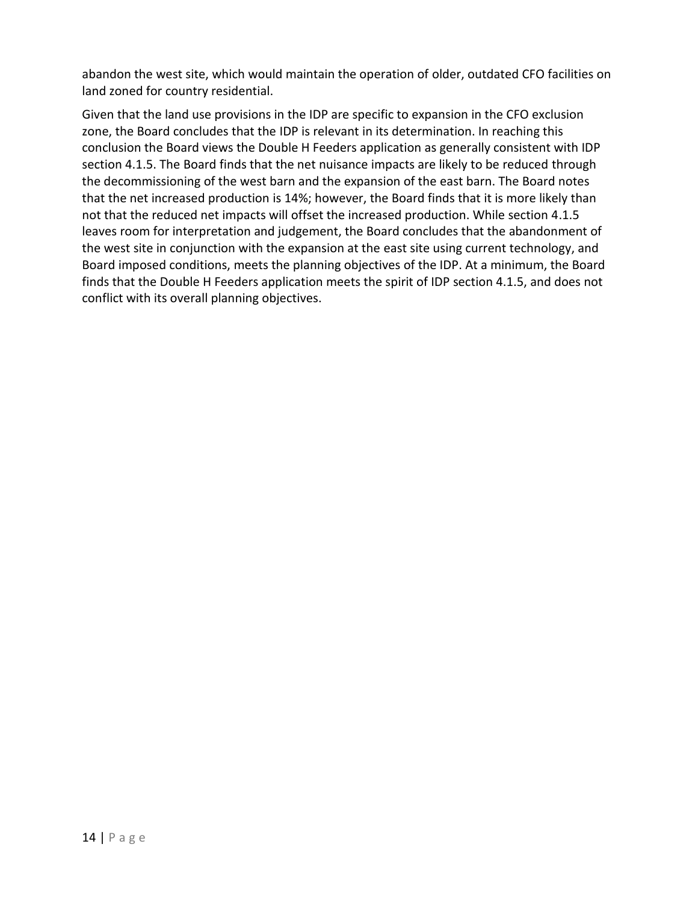abandon the west site, which would maintain the operation of older, outdated CFO facilities on land zoned for country residential.

Given that the land use provisions in the IDP are specific to expansion in the CFO exclusion zone, the Board concludes that the IDP is relevant in its determination. In reaching this conclusion the Board views the Double H Feeders application as generally consistent with IDP section 4.1.5. The Board finds that the net nuisance impacts are likely to be reduced through the decommissioning of the west barn and the expansion of the east barn. The Board notes that the net increased production is 14%; however, the Board finds that it is more likely than not that the reduced net impacts will offset the increased production. While section 4.1.5 leaves room for interpretation and judgement, the Board concludes that the abandonment of the west site in conjunction with the expansion at the east site using current technology, and Board imposed conditions, meets the planning objectives of the IDP. At a minimum, the Board finds that the Double H Feeders application meets the spirit of IDP section 4.1.5, and does not conflict with its overall planning objectives.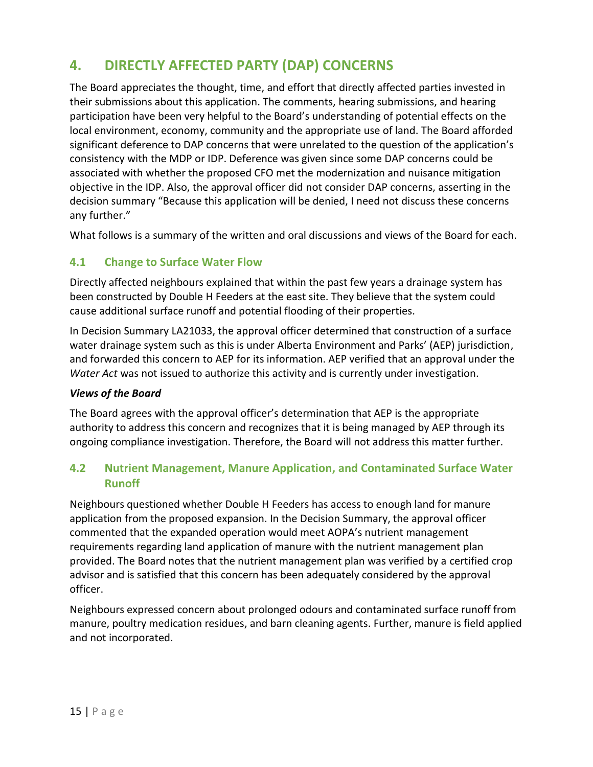# 4. DIRECTLY AFFECTED PARTY (DAP) CONCERNS

The Board appreciates the thought, time, and effort that directly affected parties invested in their submissions about this application. The comments, hearing submissions, and hearing participation have been very helpful to the Board's understanding of potential effects on the local environment, economy, community and the appropriate use of land. The Board afforded significant deference to DAP concerns that were unrelated to the question of the application's consistency with the MDP or IDP. Deference was given since some DAP concerns could be associated with whether the proposed CFO met the modernization and nuisance mitigation objective in the IDP. Also, the approval officer did not consider DAP concerns, asserting in the decision summary "Because this application will be denied, I need not discuss these concerns any further."

What follows is a summary of the written and oral discussions and views of the Board for each.

## 4.1 Change to Surface Water Flow

Directly affected neighbours explained that within the past few years a drainage system has been constructed by Double H Feeders at the east site. They believe that the system could cause additional surface runoff and potential flooding of their properties.

In Decision Summary LA21033, the approval officer determined that construction of a surface water drainage system such as this is under Alberta Environment and Parks' (AEP) jurisdiction, and forwarded this concern to AEP for its information. AEP verified that an approval under the *Water Act* was not issued to authorize this activity and is currently under investigation.

### *Views of the Board*

The Board agrees with the approval officer's determination that AEP is the appropriate authority to address this concern and recognizes that it is being managed by AEP through its ongoing compliance investigation. Therefore, the Board will not address this matter further.

## 4.2 Nutrient Management, Manure Application, and Contaminated Surface Water Runoff

Neighbours questioned whether Double H Feeders has access to enough land for manure application from the proposed expansion. In the Decision Summary, the approval officer commented that the expanded operation would meet AOPA's nutrient management requirements regarding land application of manure with the nutrient management plan provided. The Board notes that the nutrient management plan was verified by a certified crop advisor and is satisfied that this concern has been adequately considered by the approval officer.

Neighbours expressed concern about prolonged odours and contaminated surface runoff from manure, poultry medication residues, and barn cleaning agents. Further, manure is field applied and not incorporated.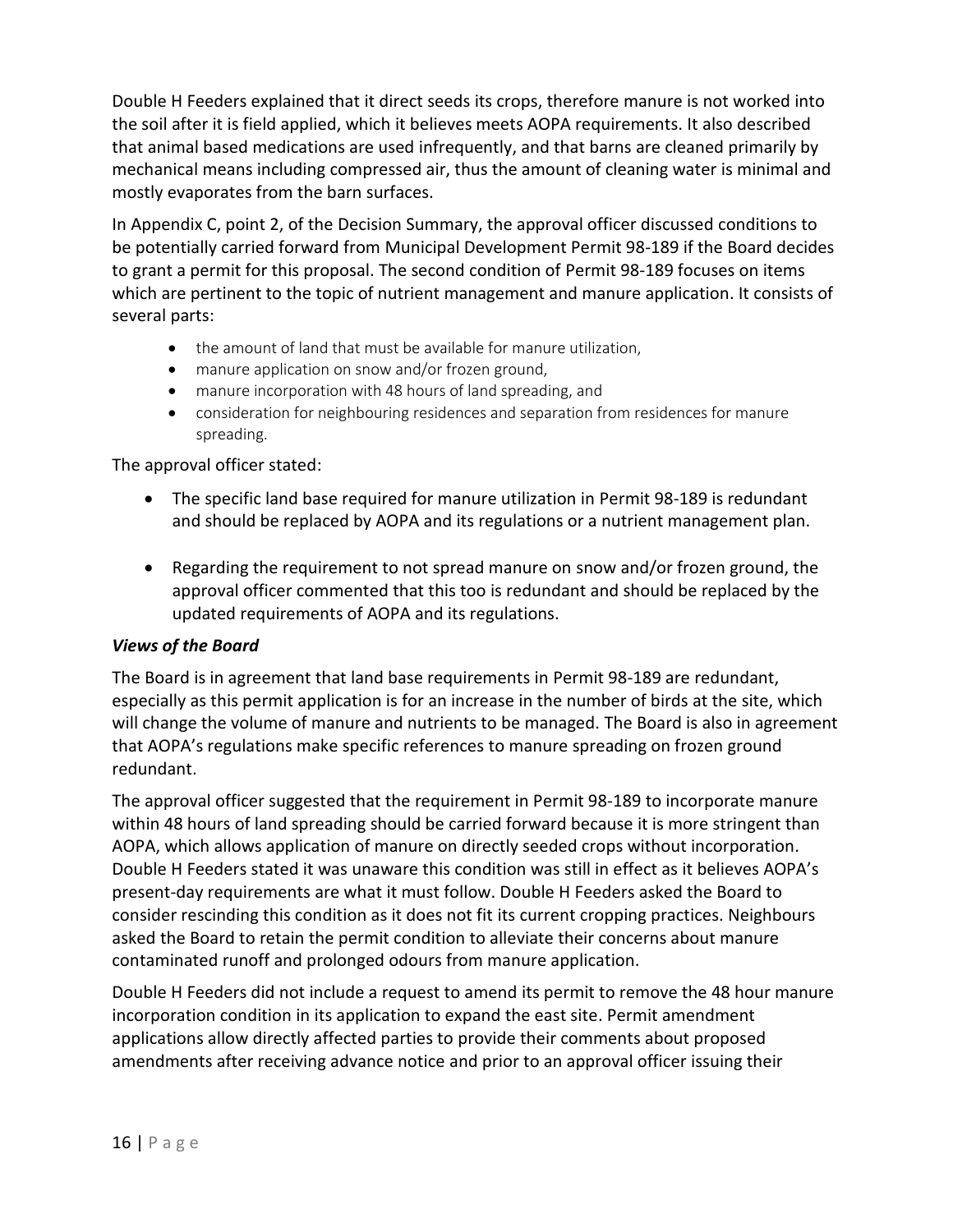Double H Feeders explained that it direct seeds its crops, therefore manure is not worked into the soil after it is field applied, which it believes meets AOPA requirements. It also described that animal based medications are used infrequently, and that barns are cleaned primarily by mechanical means including compressed air, thus the amount of cleaning water is minimal and mostly evaporates from the barn surfaces.

In Appendix C, point 2, of the Decision Summary, the approval officer discussed conditions to be potentially carried forward from Municipal Development Permit 98-189 if the Board decides to grant a permit for this proposal. The second condition of Permit 98-189 focuses on items which are pertinent to the topic of nutrient management and manure application. It consists of several parts:

- the amount of land that must be available for manure utilization,
- manure application on snow and/or frozen ground,
- manure incorporation with 48 hours of land spreading, and
- consideration for neighbouring residences and separation from residences for manure spreading.

The approval officer stated:

- The specific land base required for manure utilization in Permit 98-189 is redundant and should be replaced by AOPA and its regulations or a nutrient management plan.
- Regarding the requirement to not spread manure on snow and/or frozen ground, the approval officer commented that this too is redundant and should be replaced by the updated requirements of AOPA and its regulations.

### *Views of the Board*

The Board is in agreement that land base requirements in Permit 98-189 are redundant, especially as this permit application is for an increase in the number of birds at the site, which will change the volume of manure and nutrients to be managed. The Board is also in agreement that AOPA's regulations make specific references to manure spreading on frozen ground redundant.

The approval officer suggested that the requirement in Permit 98-189 to incorporate manure within 48 hours of land spreading should be carried forward because it is more stringent than AOPA, which allows application of manure on directly seeded crops without incorporation. Double H Feeders stated it was unaware this condition was still in effect as it believes AOPA's present-day requirements are what it must follow. Double H Feeders asked the Board to consider rescinding this condition as it does not fit its current cropping practices. Neighbours asked the Board to retain the permit condition to alleviate their concerns about manure contaminated runoff and prolonged odours from manure application.

Double H Feeders did not include a request to amend its permit to remove the 48 hour manure incorporation condition in its application to expand the east site. Permit amendment applications allow directly affected parties to provide their comments about proposed amendments after receiving advance notice and prior to an approval officer issuing their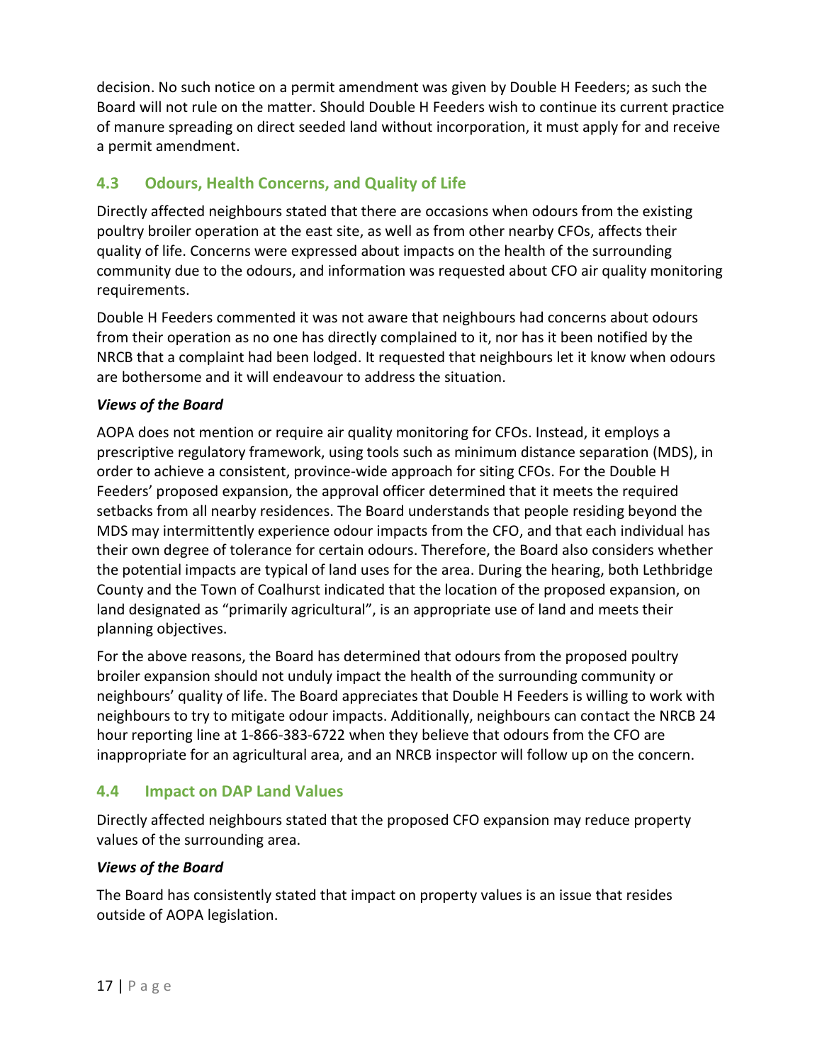decision. No such notice on a permit amendment was given by Double H Feeders; as such the Board will not rule on the matter. Should Double H Feeders wish to continue its current practice of manure spreading on direct seeded land without incorporation, it must apply for and receive a permit amendment.

## 4.3 Odours, Health Concerns, and Quality of Life

Directly affected neighbours stated that there are occasions when odours from the existing poultry broiler operation at the east site, as well as from other nearby CFOs, affects their quality of life. Concerns were expressed about impacts on the health of the surrounding community due to the odours, and information was requested about CFO air quality monitoring requirements.

Double H Feeders commented it was not aware that neighbours had concerns about odours from their operation as no one has directly complained to it, nor has it been notified by the NRCB that a complaint had been lodged. It requested that neighbours let it know when odours are bothersome and it will endeavour to address the situation.

### *Views of the Board*

AOPA does not mention or require air quality monitoring for CFOs. Instead, it employs a prescriptive regulatory framework, using tools such as minimum distance separation (MDS), in order to achieve a consistent, province-wide approach for siting CFOs. For the Double H Feeders' proposed expansion, the approval officer determined that it meets the required setbacks from all nearby residences. The Board understands that people residing beyond the MDS may intermittently experience odour impacts from the CFO, and that each individual has their own degree of tolerance for certain odours. Therefore, the Board also considers whether the potential impacts are typical of land uses for the area. During the hearing, both Lethbridge County and the Town of Coalhurst indicated that the location of the proposed expansion, on land designated as "primarily agricultural", is an appropriate use of land and meets their planning objectives.

For the above reasons, the Board has determined that odours from the proposed poultry broiler expansion should not unduly impact the health of the surrounding community or neighbours' quality of life. The Board appreciates that Double H Feeders is willing to work with neighbours to try to mitigate odour impacts. Additionally, neighbours can contact the NRCB 24 hour reporting line at 1-866-383-6722 when they believe that odours from the CFO are inappropriate for an agricultural area, and an NRCB inspector will follow up on the concern.

## 4.4 Impact on DAP Land Values

Directly affected neighbours stated that the proposed CFO expansion may reduce property values of the surrounding area.

### *Views of the Board*

The Board has consistently stated that impact on property values is an issue that resides outside of AOPA legislation.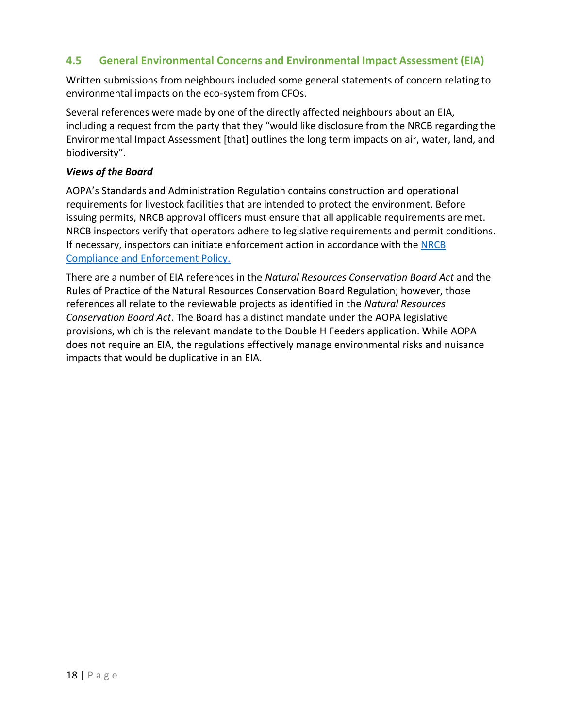## 4.5 General Environmental Concerns and Environmental Impact Assessment (EIA)

Written submissions from neighbours included some general statements of concern relating to environmental impacts on the eco-system from CFOs.

Several references were made by one of the directly affected neighbours about an EIA, including a request from the party that they "would like disclosure from the NRCB regarding the Environmental Impact Assessment [that] outlines the long term impacts on air, water, land, and biodiversity".

***Views of the Board***

AOPA's Standards and Administration Regulation contains construction and operational requirements for livestock facilities that are intended to protect the environment. Before issuing permits, NRCB approval officers must ensure that all applicable requirements are met. NRCB inspectors verify that operators adhere to legislative requirements and permit conditions. If necessary, inspectors can initiate enforcement action in accordance with the [NRCB Compliance and Enforcement Policy.]

There are a number of EIA references in the *Natural Resources Conservation Board Act* and the Rules of Practice of the Natural Resources Conservation Board Regulation; however, those references all relate to the reviewable projects as identified in the *Natural Resources Conservation Board Act*. The Board has a distinct mandate under the AOPA legislative provisions, which is the relevant mandate to the Double H Feeders application. While AOPA does not require an EIA, the regulations effectively manage environmental risks and nuisance impacts that would be duplicative in an EIA.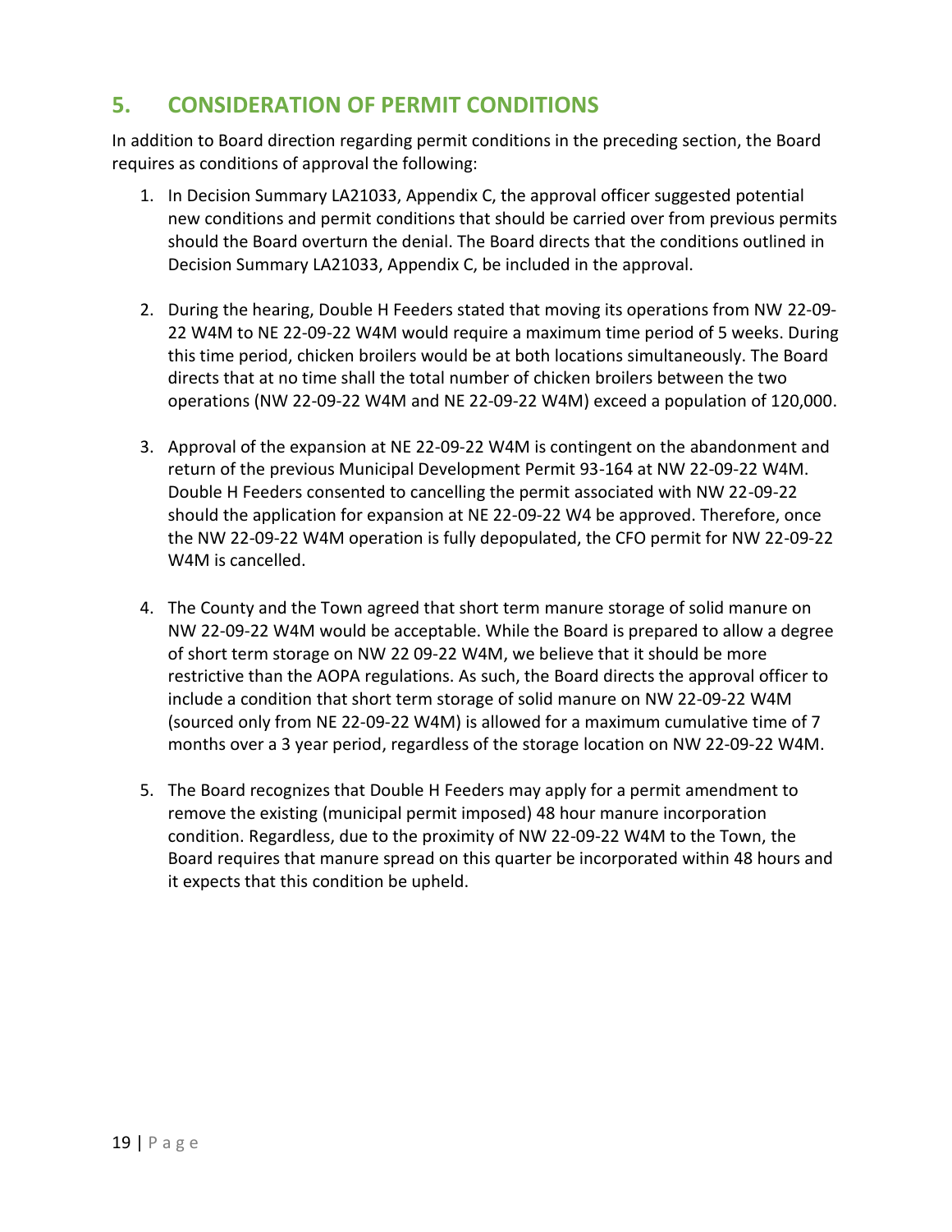## 5. CONSIDERATION OF PERMIT CONDITIONS

In addition to Board direction regarding permit conditions in the preceding section, the Board requires as conditions of approval the following:

1. In Decision Summary LA21033, Appendix C, the approval officer suggested potential new conditions and permit conditions that should be carried over from previous permits should the Board overturn the denial. The Board directs that the conditions outlined in Decision Summary LA21033, Appendix C, be included in the approval.

2. During the hearing, Double H Feeders stated that moving its operations from NW 22-09-22 W4M to NE 22-09-22 W4M would require a maximum time period of 5 weeks. During this time period, chicken broilers would be at both locations simultaneously. The Board directs that at no time shall the total number of chicken broilers between the two operations (NW 22-09-22 W4M and NE 22-09-22 W4M) exceed a population of 120,000.

3. Approval of the expansion at NE 22-09-22 W4M is contingent on the abandonment and return of the previous Municipal Development Permit 93-164 at NW 22-09-22 W4M. Double H Feeders consented to cancelling the permit associated with NW 22-09-22 should the application for expansion at NE 22-09-22 W4 be approved. Therefore, once the NW 22-09-22 W4M operation is fully depopulated, the CFO permit for NW 22-09-22 W4M is cancelled.

4. The County and the Town agreed that short term manure storage of solid manure on NW 22-09-22 W4M would be acceptable. While the Board is prepared to allow a degree of short term storage on NW 22 09-22 W4M, we believe that it should be more restrictive than the AOPA regulations. As such, the Board directs the approval officer to include a condition that short term storage of solid manure on NW 22-09-22 W4M (sourced only from NE 22-09-22 W4M) is allowed for a maximum cumulative time of 7 months over a 3 year period, regardless of the storage location on NW 22-09-22 W4M.

5. The Board recognizes that Double H Feeders may apply for a permit amendment to remove the existing (municipal permit imposed) 48 hour manure incorporation condition. Regardless, due to the proximity of NW 22-09-22 W4M to the Town, the Board requires that manure spread on this quarter be incorporated within 48 hours and it expects that this condition be upheld.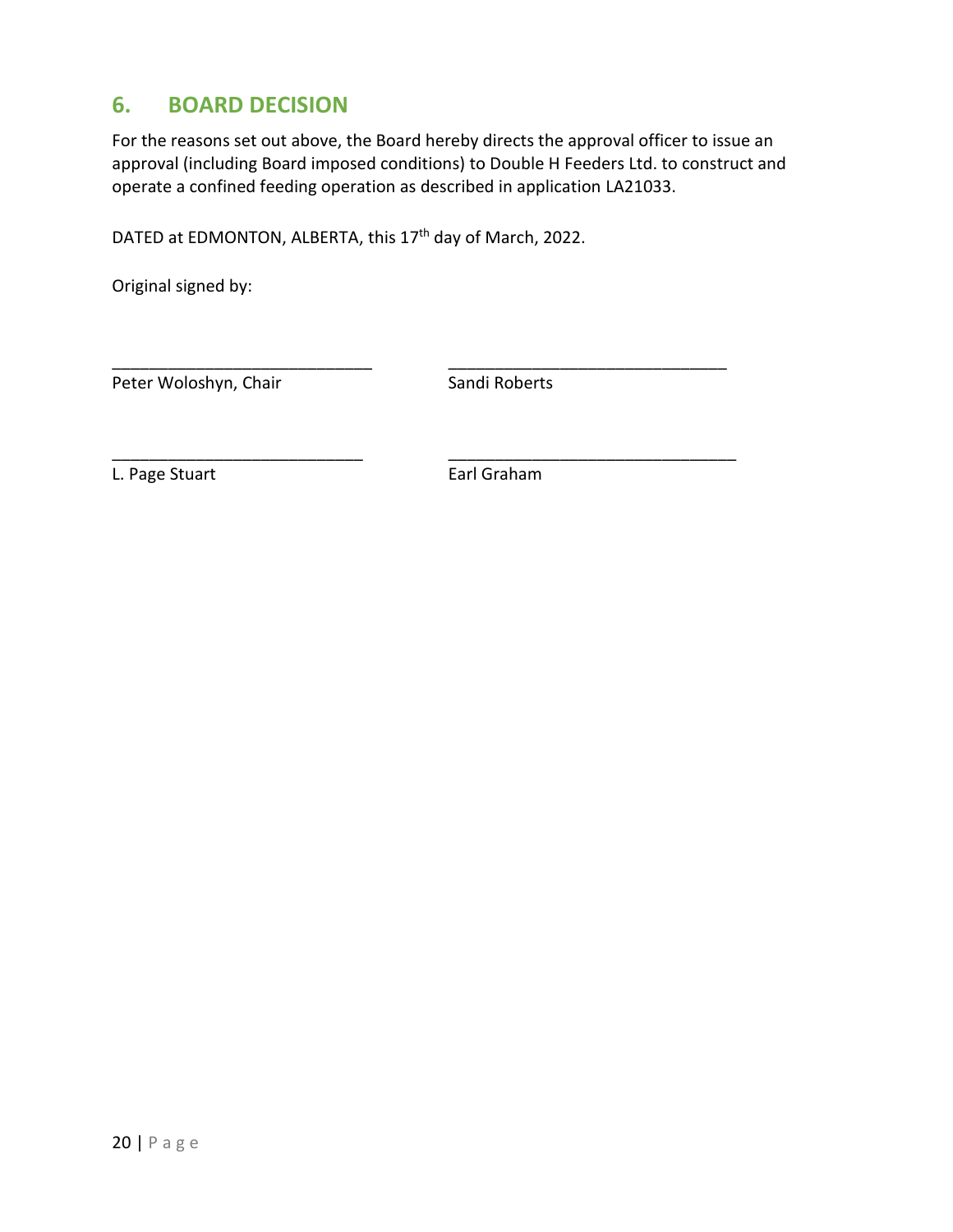## 6. BOARD DECISION

For the reasons set out above, the Board hereby directs the approval officer to issue an approval (including Board imposed conditions) to Double H Feeders Ltd. to construct and operate a confined feeding operation as described in application LA21033.

DATED at EDMONTON, ALBERTA, this 17th day of March, 2022.

Original signed by:

| | |
|---|---|
| ______________________________ | ______________________________ |
| Peter Woloshyn, Chair | Sandi Roberts |
| ______________________________ | ______________________________ |
| L. Page Stuart | Earl Graham |